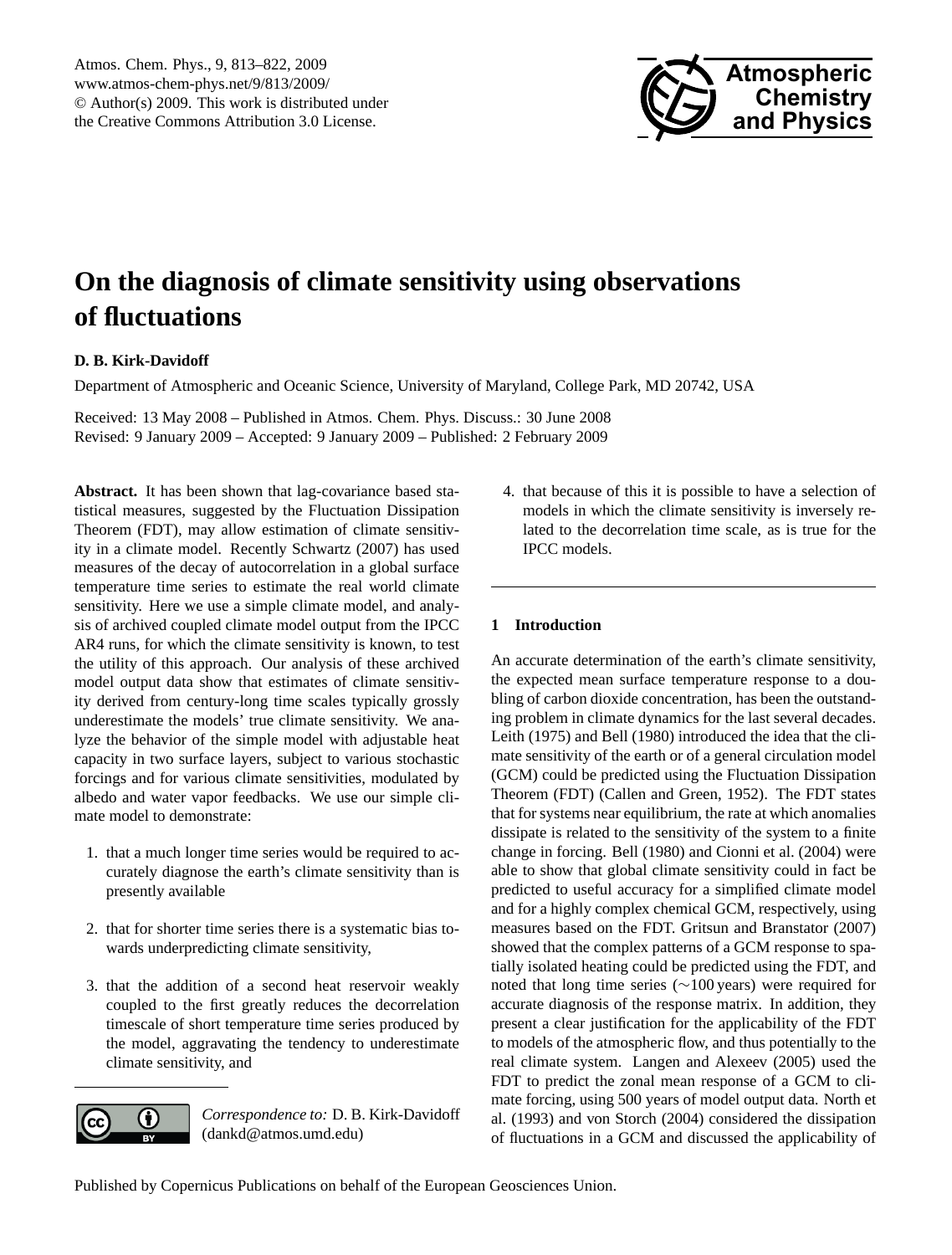# On the diagnosis of climate sensitivity using observations of fluctuations

**D. B. Kirk-Davidoff**

Department of Atmospheric and Oceanic Science, University of Maryland, College Park, MD 20742, USA

Received: 13 May 2008 – Published in Atmos. Chem. Phys. Discuss.: 30 June 2008
Revised: 9 January 2009 – Accepted: 9 January 2009 – Published: 2 February 2009

**Abstract.** It has been shown that lag-covariance based statistical measures, suggested by the Fluctuation Dissipation Theorem (FDT), may allow estimation of climate sensitivity in a climate model. Recently Schwartz (2007) has used measures of the decay of autocorrelation in a global surface temperature time series to estimate the real world climate sensitivity. Here we use a simple climate model, and analysis of archived coupled climate model output from the IPCC AR4 runs, for which the climate sensitivity is known, to test the utility of this approach. Our analysis of these archived model output data show that estimates of climate sensitivity derived from century-long time scales typically grossly underestimate the models' true climate sensitivity. We analyze the behavior of the simple model with adjustable heat capacity in two surface layers, subject to various stochastic forcings and for various climate sensitivities, modulated by albedo and water vapor feedbacks. We use our simple climate model to demonstrate:

1. that a much longer time series would be required to accurately diagnose the earth's climate sensitivity than is presently available
2. that for shorter time series there is a systematic bias towards underpredicting climate sensitivity,
3. that the addition of a second heat reservoir weakly coupled to the first greatly reduces the decorrelation timescale of short temperature time series produced by the model, aggravating the tendency to underestimate climate sensitivity, and
4. that because of this it is possible to have a selection of models in which the climate sensitivity is inversely related to the decorrelation time scale, as is true for the IPCC models.

*Correspondence to:* D. B. Kirk-Davidoff (dankd@atmos.umd.edu)

## 1 Introduction

An accurate determination of the earth's climate sensitivity, the expected mean surface temperature response to a doubling of carbon dioxide concentration, has been the outstanding problem in climate dynamics for the last several decades. Leith (1975) and Bell (1980) introduced the idea that the climate sensitivity of the earth or of a general circulation model (GCM) could be predicted using the Fluctuation Dissipation Theorem (FDT) (Callen and Green, 1952). The FDT states that for systems near equilibrium, the rate at which anomalies dissipate is related to the sensitivity of the system to a finite change in forcing. Bell (1980) and Cionni et al. (2004) were able to show that global climate sensitivity could in fact be predicted to useful accuracy for a simplified climate model and for a highly complex chemical GCM, respectively, using measures based on the FDT. Gritsun and Branstator (2007) showed that the complex patterns of a GCM response to spatially isolated heating could be predicted using the FDT, and noted that long time series (∼100 years) were required for accurate diagnosis of the response matrix. In addition, they present a clear justification for the applicability of the FDT to models of the atmospheric flow, and thus potentially to the real climate system. Langen and Alexeev (2005) used the FDT to predict the zonal mean response of a GCM to climate forcing, using 500 years of model output data. North et al. (1993) and von Storch (2004) considered the dissipation of fluctuations in a GCM and discussed the applicability of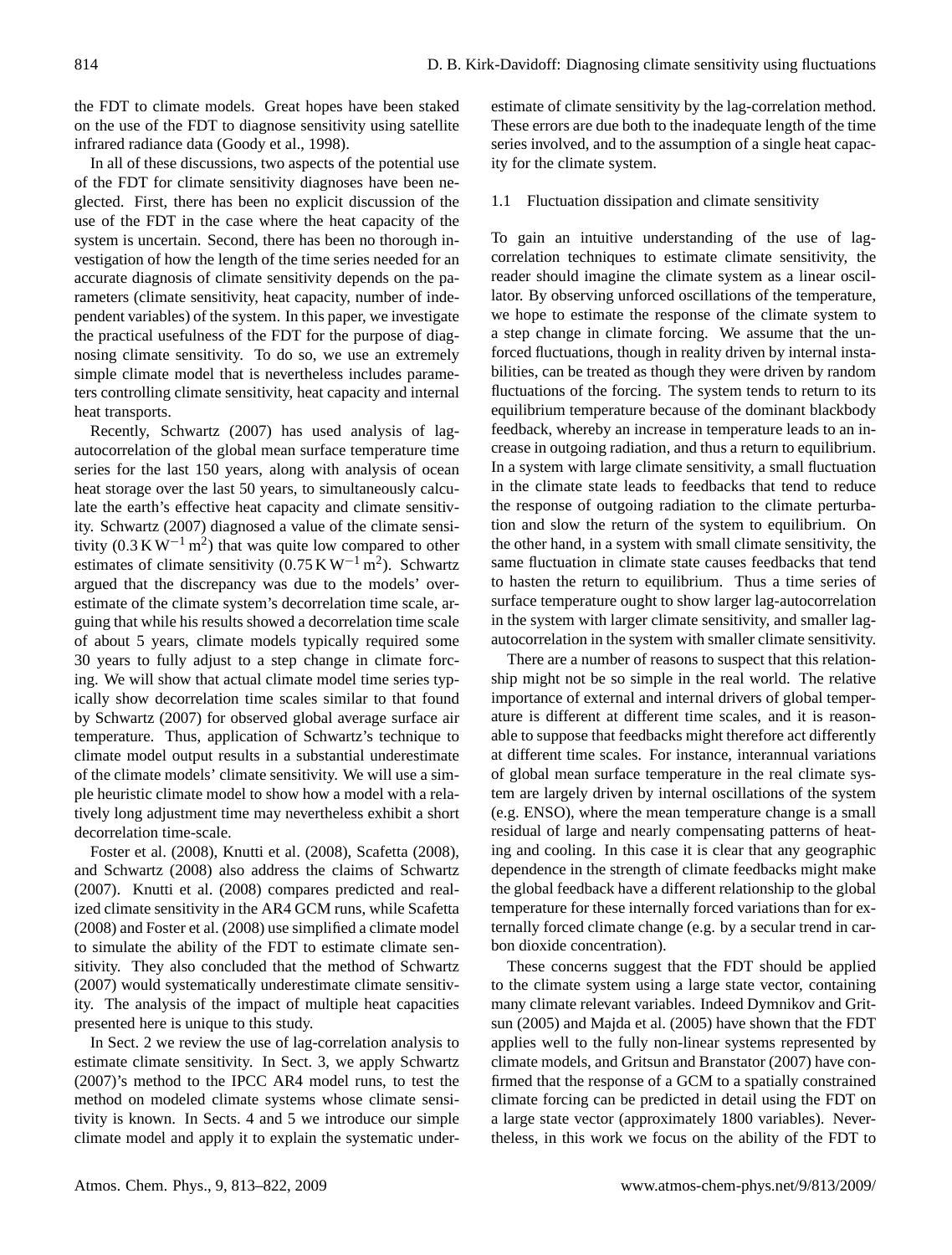the FDT to climate models. Great hopes have been staked on the use of the FDT to diagnose sensitivity using satellite infrared radiance data (Goody et al., 1998).

In all of these discussions, two aspects of the potential use of the FDT for climate sensitivity diagnoses have been neglected. First, there has been no explicit discussion of the use of the FDT in the case where the heat capacity of the system is uncertain. Second, there has been no thorough investigation of how the length of the time series needed for an accurate diagnosis of climate sensitivity depends on the parameters (climate sensitivity, heat capacity, number of independent variables) of the system. In this paper, we investigate the practical usefulness of the FDT for the purpose of diagnosing climate sensitivity. To do so, we use an extremely simple climate model that is nevertheless includes parameters controlling climate sensitivity, heat capacity and internal heat transports.

Recently, Schwartz (2007) has used analysis of lag-autocorrelation of the global mean surface temperature time series for the last 150 years, along with analysis of ocean heat storage over the last 50 years, to simultaneously calculate the earth's effective heat capacity and climate sensitivity. Schwartz (2007) diagnosed a value of the climate sensitivity ($0.3\,\mathrm{K\,W^{-1}\,m^2}$) that was quite low compared to other estimates of climate sensitivity ($0.75\,\mathrm{K\,W^{-1}\,m^2}$). Schwartz argued that the discrepancy was due to the models' overestimate of the climate system's decorrelation time scale, arguing that while his results showed a decorrelation time scale of about 5 years, climate models typically required some 30 years to fully adjust to a step change in climate forcing. We will show that actual climate model time series typically show decorrelation time scales similar to that found by Schwartz (2007) for observed global average surface air temperature. Thus, application of Schwartz's technique to climate model output results in a substantial underestimate of the climate models' climate sensitivity. We will use a simple heuristic climate model to show how a model with a relatively long adjustment time may nevertheless exhibit a short decorrelation time-scale.

Foster et al. (2008), Knutti et al. (2008), Scafetta (2008), and Schwartz (2008) also address the claims of Schwartz (2007). Knutti et al. (2008) compares predicted and realized climate sensitivity in the AR4 GCM runs, while Scafetta (2008) and Foster et al. (2008) use simplified a climate model to simulate the ability of the FDT to estimate climate sensitivity. They also concluded that the method of Schwartz (2007) would systematically underestimate climate sensitivity. The analysis of the impact of multiple heat capacities presented here is unique to this study.

In Sect. 2 we review the use of lag-correlation analysis to estimate climate sensitivity. In Sect. 3, we apply Schwartz (2007)'s method to the IPCC AR4 model runs, to test the method on modeled climate systems whose climate sensitivity is known. In Sects. 4 and 5 we introduce our simple climate model and apply it to explain the systematic underestimate of climate sensitivity by the lag-correlation method. These errors are due both to the inadequate length of the time series involved, and to the assumption of a single heat capacity for the climate system.

### 1.1 Fluctuation dissipation and climate sensitivity

To gain an intuitive understanding of the use of lag-correlation techniques to estimate climate sensitivity, the reader should imagine the climate system as a linear oscillator. By observing unforced oscillations of the temperature, we hope to estimate the response of the climate system to a step change in climate forcing. We assume that the unforced fluctuations, though in reality driven by internal instabilities, can be treated as though they were driven by random fluctuations of the forcing. The system tends to return to its equilibrium temperature because of the dominant blackbody feedback, whereby an increase in temperature leads to an increase in outgoing radiation, and thus a return to equilibrium. In a system with large climate sensitivity, a small fluctuation in the climate state leads to feedbacks that tend to reduce the response of outgoing radiation to the climate perturbation and slow the return of the system to equilibrium. On the other hand, in a system with small climate sensitivity, the same fluctuation in climate state causes feedbacks that tend to hasten the return to equilibrium. Thus a time series of surface temperature ought to show larger lag-autocorrelation in the system with larger climate sensitivity, and smaller lag-autocorrelation in the system with smaller climate sensitivity.

There are a number of reasons to suspect that this relationship might not be so simple in the real world. The relative importance of external and internal drivers of global temperature is different at different time scales, and it is reasonable to suppose that feedbacks might therefore act differently at different time scales. For instance, interannual variations of global mean surface temperature in the real climate system are largely driven by internal oscillations of the system (e.g. ENSO), where the mean temperature change is a small residual of large and nearly compensating patterns of heating and cooling. In this case it is clear that any geographic dependence in the strength of climate feedbacks might make the global feedback have a different relationship to the global temperature for these internally forced variations than for externally forced climate change (e.g. by a secular trend in carbon dioxide concentration).

These concerns suggest that the FDT should be applied to the climate system using a large state vector, containing many climate relevant variables. Indeed Dymnikov and Gritsun (2005) and Majda et al. (2005) have shown that the FDT applies well to the fully non-linear systems represented by climate models, and Gritsun and Branstator (2007) have confirmed that the response of a GCM to a spatially constrained climate forcing can be predicted in detail using the FDT on a large state vector (approximately 1800 variables). Nevertheless, in this work we focus on the ability of the FDT to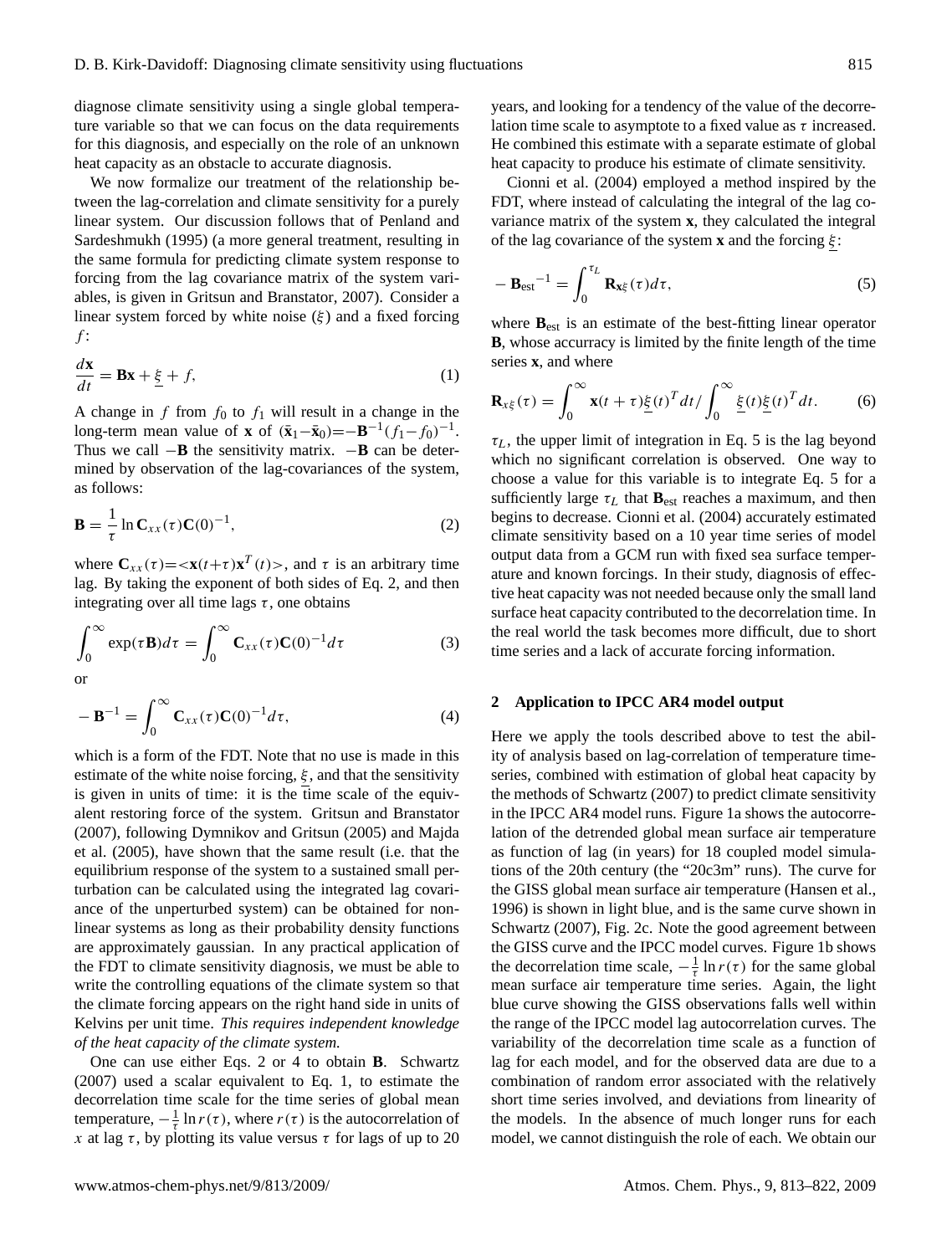diagnose climate sensitivity using a single global temperature variable so that we can focus on the data requirements for this diagnosis, and especially on the role of an unknown heat capacity as an obstacle to accurate diagnosis.

We now formalize our treatment of the relationship between the lag-correlation and climate sensitivity for a purely linear system. Our discussion follows that of Penland and Sardeshmukh (1995) (a more general treatment, resulting in the same formula for predicting climate system response to forcing from the lag covariance matrix of the system variables, is given in Gritsun and Branstator, 2007). Consider a linear system forced by white noise ($\xi$) and a fixed forcing $f$:

$$\frac{d\mathbf{x}}{dt} = \mathbf{B}\mathbf{x} + \underline{\xi} + f, \tag{1}$$

A change in $f$ from $f_0$ to $f_1$ will result in a change in the long-term mean value of $\mathbf{x}$ of $(\bar{\mathbf{x}}_1 - \bar{\mathbf{x}}_0) = -\mathbf{B}^{-1}(f_1 - f_0)^{-1}$. Thus we call $-\mathbf{B}$ the sensitivity matrix. $-\mathbf{B}$ can be determined by observation of the lag-covariances of the system, as follows:

$$\mathbf{B} = \frac{1}{\tau} \ln \mathbf{C}_{xx}(\tau)\mathbf{C}(0)^{-1}, \tag{2}$$

where $\mathbf{C}_{xx}(\tau) = <\mathbf{x}(t+\tau)\mathbf{x}^T(t)>$, and $\tau$ is an arbitrary time lag. By taking the exponent of both sides of Eq. 2, and then integrating over all time lags $\tau$, one obtains

$$\int_0^\infty \exp(\tau \mathbf{B}) d\tau = \int_0^\infty \mathbf{C}_{xx}(\tau)\mathbf{C}(0)^{-1} d\tau \tag{3}$$

or

$$-\mathbf{B}^{-1} = \int_0^\infty \mathbf{C}_{xx}(\tau)\mathbf{C}(0)^{-1} d\tau, \tag{4}$$

which is a form of the FDT. Note that no use is made in this estimate of the white noise forcing, $\underline{\xi}$, and that the sensitivity is given in units of time: it is the time scale of the equivalent restoring force of the system. Gritsun and Branstator (2007), following Dymnikov and Gritsun (2005) and Majda et al. (2005), have shown that the same result (i.e. that the equilibrium response of the system to a sustained small perturbation can be calculated using the integrated lag covariance of the unperturbed system) can be obtained for nonlinear systems as long as their probability density functions are approximately gaussian. In any practical application of the FDT to climate sensitivity diagnosis, we must be able to write the controlling equations of the climate system so that the climate forcing appears on the right hand side in units of Kelvins per unit time. *This requires independent knowledge of the heat capacity of the climate system.*

One can use either Eqs. 2 or 4 to obtain $\mathbf{B}$. Schwartz (2007) used a scalar equivalent to Eq. 1, to estimate the decorrelation time scale for the time series of global mean temperature, $-\frac{1}{\tau}\ln r(\tau)$, where $r(\tau)$ is the autocorrelation of $x$ at lag $\tau$, by plotting its value versus $\tau$ for lags of up to 20 years, and looking for a tendency of the value of the decorrelation time scale to asymptote to a fixed value as $\tau$ increased. He combined this estimate with a separate estimate of global heat capacity to produce his estimate of climate sensitivity.

Cionni et al. (2004) employed a method inspired by the FDT, where instead of calculating the integral of the lag covariance matrix of the system $\mathbf{x}$, they calculated the integral of the lag covariance of the system $\mathbf{x}$ and the forcing $\underline{\xi}$:

$$-\mathbf{B}_{\text{est}}{}^{-1} = \int_0^{\tau_L} \mathbf{R}_{\mathbf{x}\xi}(\tau) d\tau, \tag{5}$$

where $\mathbf{B}_{\text{est}}$ is an estimate of the best-fitting linear operator $\mathbf{B}$, whose accurracy is limited by the finite length of the time series $\mathbf{x}$, and where

$$\mathbf{R}_{x\xi}(\tau) = \int_0^\infty \mathbf{x}(t+\tau)\underline{\xi}(t)^T dt \Big/ \int_0^\infty \underline{\xi}(t)\underline{\xi}(t)^T dt. \tag{6}$$

$\tau_L$, the upper limit of integration in Eq. 5 is the lag beyond which no significant correlation is observed. One way to choose a value for this variable is to integrate Eq. 5 for a sufficiently large $\tau_L$ that $\mathbf{B}_{\text{est}}$ reaches a maximum, and then begins to decrease. Cionni et al. (2004) accurately estimated climate sensitivity based on a 10 year time series of model output data from a GCM run with fixed sea surface temperature and known forcings. In their study, diagnosis of effective heat capacity was not needed because only the small land surface heat capacity contributed to the decorrelation time. In the real world the task becomes more difficult, due to short time series and a lack of accurate forcing information.

## 2 Application to IPCC AR4 model output

Here we apply the tools described above to test the ability of analysis based on lag-correlation of temperature time-series, combined with estimation of global heat capacity by the methods of Schwartz (2007) to predict climate sensitivity in the IPCC AR4 model runs. Figure 1a shows the autocorrelation of the detrended global mean surface air temperature as function of lag (in years) for 18 coupled model simulations of the 20th century (the "20c3m" runs). The curve for the GISS global mean surface air temperature (Hansen et al., 1996) is shown in light blue, and is the same curve shown in Schwartz (2007), Fig. 2c. Note the good agreement between the GISS curve and the IPCC model curves. Figure 1b shows the decorrelation time scale, $-\frac{1}{\tau}\ln r(\tau)$ for the same global mean surface air temperature time series. Again, the light blue curve showing the GISS observations falls well within the range of the IPCC model lag autocorrelation curves. The variability of the decorrelation time scale as a function of lag for each model, and for the observed data are due to a combination of random error associated with the relatively short time series involved, and deviations from linearity of the models. In the absence of much longer runs for each model, we cannot distinguish the role of each. We obtain our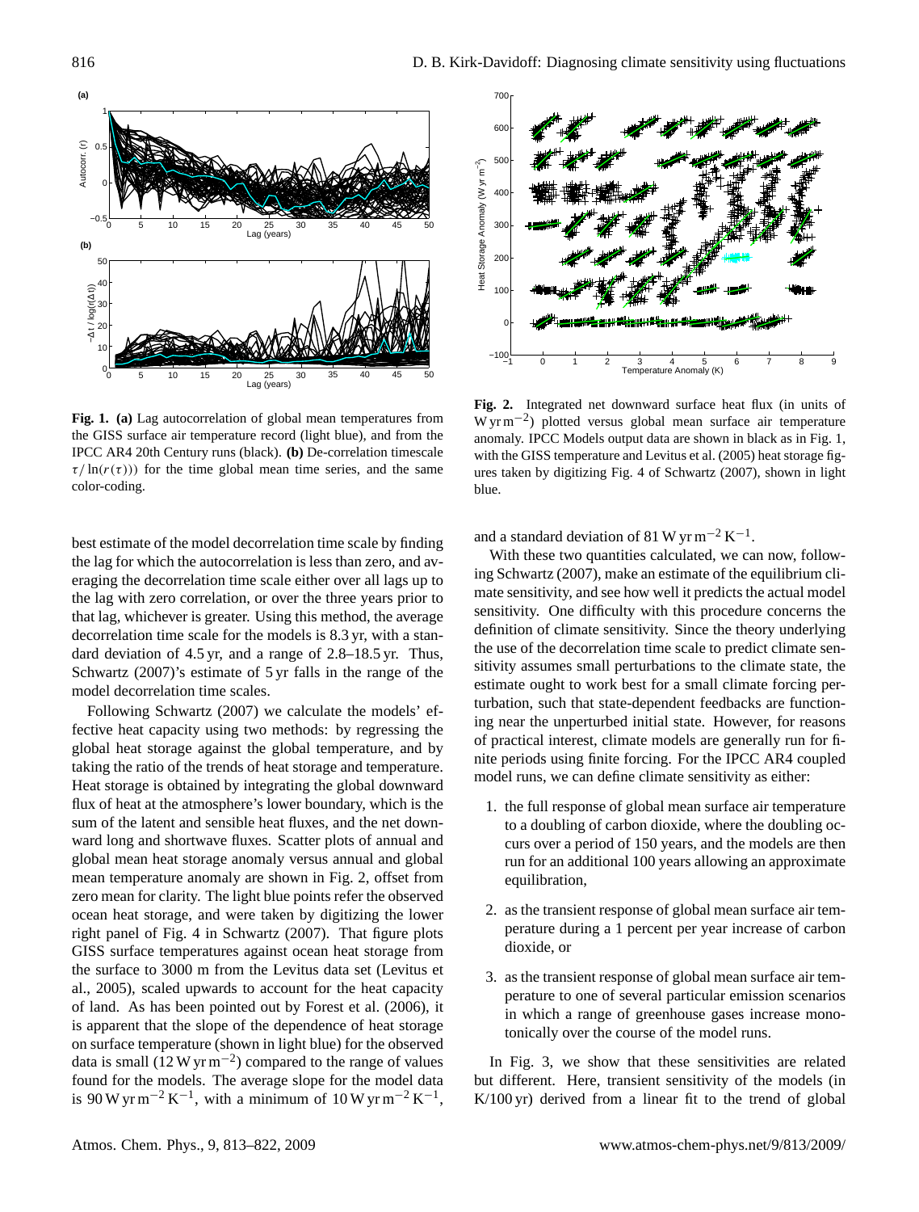**Fig. 1. (a)** Lag autocorrelation of global mean temperatures from the GISS surface air temperature record (light blue), and from the IPCC AR4 20th Century runs (black). **(b)** De-correlation timescale $\tau/\ln(r(\tau))$ for the time global mean time series, and the same color-coding.

**Fig. 2.** Integrated net downward surface heat flux (in units of $\mathrm{W\,yr\,m^{-2}}$) plotted versus global mean surface air temperature anomaly. IPCC Models output data are shown in black as in Fig. 1, with the GISS temperature and Levitus et al. (2005) heat storage figures taken by digitizing Fig. 4 of Schwartz (2007), shown in light blue.

best estimate of the model decorrelation time scale by finding the lag for which the autocorrelation is less than zero, and averaging the decorrelation time scale either over all lags up to the lag with zero correlation, or over the three years prior to that lag, whichever is greater. Using this method, the average decorrelation time scale for the models is 8.3 yr, with a standard deviation of 4.5 yr, and a range of 2.8–18.5 yr. Thus, Schwartz (2007)'s estimate of 5 yr falls in the range of the model decorrelation time scales.

Following Schwartz (2007) we calculate the models' effective heat capacity using two methods: by regressing the global heat storage against the global temperature, and by taking the ratio of the trends of heat storage and temperature. Heat storage is obtained by integrating the global downward flux of heat at the atmosphere's lower boundary, which is the sum of the latent and sensible heat fluxes, and the net downward long and shortwave fluxes. Scatter plots of annual and global mean heat storage anomaly versus annual and global mean temperature anomaly are shown in Fig. 2, offset from zero mean for clarity. The light blue points refer the observed ocean heat storage, and were taken by digitizing the lower right panel of Fig. 4 in Schwartz (2007). That figure plots GISS surface temperatures against ocean heat storage from the surface to 3000 m from the Levitus data set (Levitus et al., 2005), scaled upwards to account for the heat capacity of land. As has been pointed out by Forest et al. (2006), it is apparent that the slope of the dependence of heat storage on surface temperature (shown in light blue) for the observed data is small ($12\,\mathrm{W\,yr\,m^{-2}}$) compared to the range of values found for the models. The average slope for the model data is $90\,\mathrm{W\,yr\,m^{-2}\,K^{-1}}$, with a minimum of $10\,\mathrm{W\,yr\,m^{-2}\,K^{-1}}$, and a standard deviation of $81\,\mathrm{W\,yr\,m^{-2}\,K^{-1}}$.

With these two quantities calculated, we can now, following Schwartz (2007), make an estimate of the equilibrium climate sensitivity, and see how well it predicts the actual model sensitivity. One difficulty with this procedure concerns the definition of climate sensitivity. Since the theory underlying the use of the decorrelation time scale to predict climate sensitivity assumes small perturbations to the climate state, the estimate ought to work best for a small climate forcing perturbation, such that state-dependent feedbacks are functioning near the unperturbed initial state. However, for reasons of practical interest, climate models are generally run for finite periods using finite forcing. For the IPCC AR4 coupled model runs, we can define climate sensitivity as either:

1. the full response of global mean surface air temperature to a doubling of carbon dioxide, where the doubling occurs over a period of 150 years, and the models are then run for an additional 100 years allowing an approximate equilibration,

2. as the transient response of global mean surface air temperature during a 1 percent per year increase of carbon dioxide, or

3. as the transient response of global mean surface air temperature to one of several particular emission scenarios in which a range of greenhouse gases increase monotonically over the course of the model runs.

In Fig. 3, we show that these sensitivities are related but different. Here, transient sensitivity of the models (in K/100 yr) derived from a linear fit to the trend of global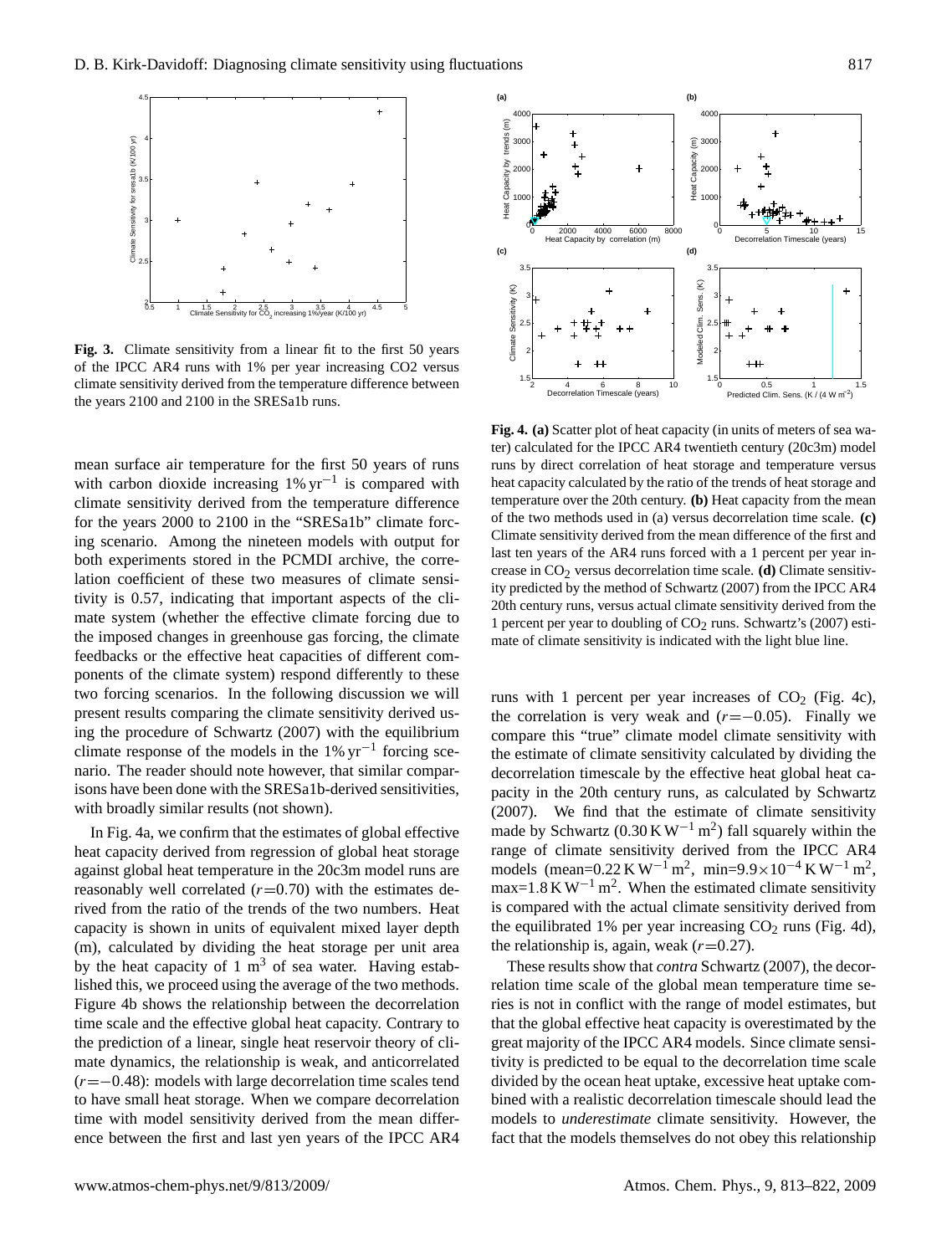**Fig. 3.** Climate sensitivity from a linear fit to the first 50 years of the IPCC AR4 runs with 1% per year increasing CO2 versus climate sensitivity derived from the temperature difference between the years 2100 and 2100 in the SRESa1b runs.

**Fig. 4. (a)** Scatter plot of heat capacity (in units of meters of sea water) calculated for the IPCC AR4 twentieth century (20c3m) model runs by direct correlation of heat storage and temperature versus heat capacity calculated by the ratio of the trends of heat storage and temperature over the 20th century. **(b)** Heat capacity from the mean of the two methods used in (a) versus decorrelation time scale. **(c)** Climate sensitivity derived from the mean difference of the first and last ten years of the AR4 runs forced with a 1 percent per year increase in $CO_2$ versus decorrelation time scale. **(d)** Climate sensitivity predicted by the method of Schwartz (2007) from the IPCC AR4 20th century runs, versus actual climate sensitivity derived from the 1 percent per year to doubling of $CO_2$ runs. Schwartz's (2007) estimate of climate sensitivity is indicated with the light blue line.

mean surface air temperature for the first 50 years of runs with carbon dioxide increasing $1\%\,\mathrm{yr}^{-1}$ is compared with climate sensitivity derived from the temperature difference for the years 2000 to 2100 in the "SRESa1b" climate forcing scenario. Among the nineteen models with output for both experiments stored in the PCMDI archive, the correlation coefficient of these two measures of climate sensitivity is 0.57, indicating that important aspects of the climate system (whether the effective climate forcing due to the imposed changes in greenhouse gas forcing, the climate feedbacks or the effective heat capacities of different components of the climate system) respond differently to these two forcing scenarios. In the following discussion we will present results comparing the climate sensitivity derived using the procedure of Schwartz (2007) with the equilibrium climate response of the models in the $1\%\,\mathrm{yr}^{-1}$ forcing scenario. The reader should note however, that similar comparisons have been done with the SRESa1b-derived sensitivities, with broadly similar results (not shown).

In Fig. 4a, we confirm that the estimates of global effective heat capacity derived from regression of global heat storage against global heat temperature in the 20c3m model runs are reasonably well correlated ($r$=0.70) with the estimates derived from the ratio of the trends of the two numbers. Heat capacity is shown in units of equivalent mixed layer depth (m), calculated by dividing the heat storage per unit area by the heat capacity of 1 $\mathrm{m}^3$ of sea water. Having established this, we proceed using the average of the two methods. Figure 4b shows the relationship between the decorrelation time scale and the effective global heat capacity. Contrary to the prediction of a linear, single heat reservoir theory of climate dynamics, the relationship is weak, and anticorrelated ($r$=−0.48): models with large decorrelation time scales tend to have small heat storage. When we compare decorrelation time with model sensitivity derived from the mean difference between the first and last yen years of the IPCC AR4 runs with 1 percent per year increases of $CO_2$ (Fig. 4c), the correlation is very weak and ($r$=−0.05). Finally we compare this "true" climate model climate sensitivity with the estimate of climate sensitivity calculated by dividing the decorrelation timescale by the effective heat global heat capacity in the 20th century runs, as calculated by Schwartz (2007). We find that the estimate of climate sensitivity made by Schwartz ($0.30\,\mathrm{K\,W^{-1}\,m^2}$) fall squarely within the range of climate sensitivity derived from the IPCC AR4 models (mean=$0.22\,\mathrm{K\,W^{-1}\,m^2}$, min=$9.9\times10^{-4}\,\mathrm{K\,W^{-1}\,m^2}$, max=$1.8\,\mathrm{K\,W^{-1}\,m^2}$. When the estimated climate sensitivity is compared with the actual climate sensitivity derived from the equilibrated 1% per year increasing $CO_2$ runs (Fig. 4d), the relationship is, again, weak ($r$=0.27).

These results show that *contra* Schwartz (2007), the decorrelation time scale of the global mean temperature time series is not in conflict with the range of model estimates, but that the global effective heat capacity is overestimated by the great majority of the IPCC AR4 models. Since climate sensitivity is predicted to be equal to the decorrelation time scale divided by the ocean heat uptake, excessive heat uptake combined with a realistic decorrelation timescale should lead the models to *underestimate* climate sensitivity. However, the fact that the models themselves do not obey this relationship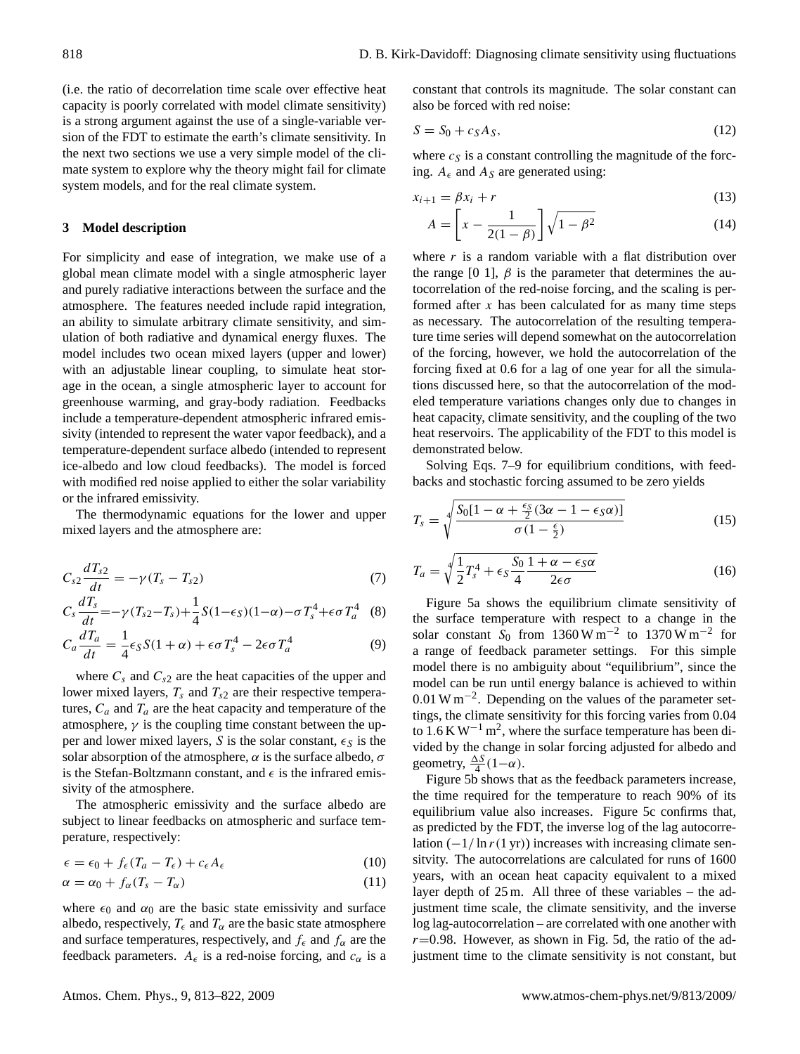(i.e. the ratio of decorrelation time scale over effective heat capacity is poorly correlated with model climate sensitivity) is a strong argument against the use of a single-variable version of the FDT to estimate the earth's climate sensitivity. In the next two sections we use a very simple model of the climate system to explore why the theory might fail for climate system models, and for the real climate system.

## 3 Model description

For simplicity and ease of integration, we make use of a global mean climate model with a single atmospheric layer and purely radiative interactions between the surface and the atmosphere. The features needed include rapid integration, an ability to simulate arbitrary climate sensitivity, and simulation of both radiative and dynamical energy fluxes. The model includes two ocean mixed layers (upper and lower) with an adjustable linear coupling, to simulate heat storage in the ocean, a single atmospheric layer to account for greenhouse warming, and gray-body radiation. Feedbacks include a temperature-dependent atmospheric infrared emissivity (intended to represent the water vapor feedback), and a temperature-dependent surface albedo (intended to represent ice-albedo and low cloud feedbacks). The model is forced with modified red noise applied to either the solar variability or the infrared emissivity.

The thermodynamic equations for the lower and upper mixed layers and the atmosphere are:

$$C_{s2}\frac{dT_{s2}}{dt} = -\gamma(T_s - T_{s2}) \tag{7}$$

$$C_s\frac{dT_s}{dt} = -\gamma(T_{s2} - T_s) + \frac{1}{4}S(1-\epsilon_S)(1-\alpha) - \sigma T_s^4 + \epsilon\sigma T_a^4 \tag{8}$$

$$C_a\frac{dT_a}{dt} = \frac{1}{4}\epsilon_S S(1+\alpha) + \epsilon\sigma T_s^4 - 2\epsilon\sigma T_a^4 \tag{9}$$

where $C_s$ and $C_{s2}$ are the heat capacities of the upper and lower mixed layers, $T_s$ and $T_{s2}$ are their respective temperatures, $C_a$ and $T_a$ are the heat capacity and temperature of the atmosphere, $\gamma$ is the coupling time constant between the upper and lower mixed layers, $S$ is the solar constant, $\epsilon_S$ is the solar absorption of the atmosphere, $\alpha$ is the surface albedo, $\sigma$ is the Stefan-Boltzmann constant, and $\epsilon$ is the infrared emissivity of the atmosphere.

The atmospheric emissivity and the surface albedo are subject to linear feedbacks on atmospheric and surface temperature, respectively:

$$\epsilon = \epsilon_0 + f_\epsilon(T_a - T_\epsilon) + c_\epsilon A_\epsilon \tag{10}$$

$$\alpha = \alpha_0 + f_\alpha(T_s - T_\alpha) \tag{11}$$

where $\epsilon_0$ and $\alpha_0$ are the basic state emissivity and surface albedo, respectively, $T_\epsilon$ and $T_\alpha$ are the basic state atmosphere and surface temperatures, respectively, and $f_\epsilon$ and $f_\alpha$ are the feedback parameters. $A_\epsilon$ is a red-noise forcing, and $c_\alpha$ is a constant that controls its magnitude. The solar constant can also be forced with red noise:

$$S = S_0 + c_S A_S, \tag{12}$$

where $c_S$ is a constant controlling the magnitude of the forcing. $A_\epsilon$ and $A_S$ are generated using:

$$x_{i+1} = \beta x_i + r \tag{13}$$

$$A = \left[x - \frac{1}{2(1-\beta)}\right]\sqrt{1-\beta^2} \tag{14}$$

where $r$ is a random variable with a flat distribution over the range [0 1], $\beta$ is the parameter that determines the autocorrelation of the red-noise forcing, and the scaling is performed after $x$ has been calculated for as many time steps as necessary. The autocorrelation of the resulting temperature time series will depend somewhat on the autocorrelation of the forcing, however, we hold the autocorrelation of the forcing fixed at 0.6 for a lag of one year for all the simulations discussed here, so that the autocorrelation of the modeled temperature variations changes only due to changes in heat capacity, climate sensitivity, and the coupling of the two heat reservoirs. The applicability of the FDT to this model is demonstrated below.

Solving Eqs. 7–9 for equilibrium conditions, with feedbacks and stochastic forcing assumed to be zero yields

$$T_s = \sqrt[4]{\frac{S_0[1-\alpha+\frac{\epsilon_S}{2}(3\alpha-1-\epsilon_S\alpha)]}{\sigma(1-\frac{\epsilon}{2})}} \tag{15}$$

$$T_a = \sqrt[4]{\frac{1}{2}T_s^4 + \epsilon_S\frac{S_0}{4}\frac{1+\alpha-\epsilon_S\alpha}{2\epsilon\sigma}} \tag{16}$$

Figure 5a shows the equilibrium climate sensitivity of the surface temperature with respect to a change in the solar constant $S_0$ from $1360\,\mathrm{W\,m^{-2}}$ to $1370\,\mathrm{W\,m^{-2}}$ for a range of feedback parameter settings. For this simple model there is no ambiguity about "equilibrium", since the model can be run until energy balance is achieved to within $0.01\,\mathrm{W\,m^{-2}}$. Depending on the values of the parameter settings, the climate sensitivity for this forcing varies from 0.04 to $1.6\,\mathrm{K\,W^{-1}\,m^2}$, where the surface temperature has been divided by the change in solar forcing adjusted for albedo and geometry, $\frac{\Delta S}{4}(1-\alpha)$.

Figure 5b shows that as the feedback parameters increase, the time required for the temperature to reach 90% of its equilibrium value also increases. Figure 5c confirms that, as predicted by the FDT, the inverse log of the lag autocorrelation ($-1/\ln r(1\,\mathrm{yr})$) increases with increasing climate sensitivity. The autocorrelations are calculated for runs of 1600 years, with an ocean heat capacity equivalent to a mixed layer depth of 25 m. All three of these variables – the adjustment time scale, the climate sensitivity, and the inverse log lag-autocorrelation – are correlated with one another with $r$=0.98. However, as shown in Fig. 5d, the ratio of the adjustment time to the climate sensitivity is not constant, but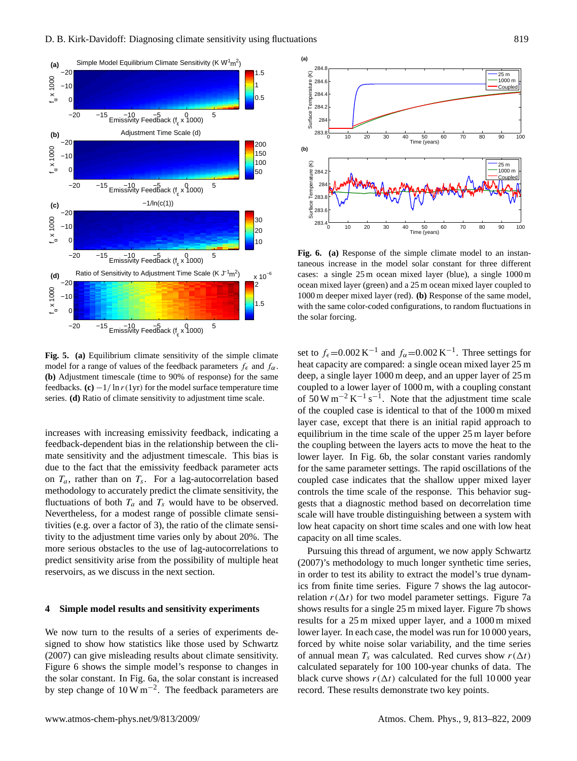**Fig. 5.** **(a)** Equilibrium climate sensitivity of the simple climate model for a range of values of the feedback parameters $f_\epsilon$ and $f_\alpha$. **(b)** Adjustment timescale (time to 90% of response) for the same feedbacks. **(c)** $-1/\ln r(1\text{yr})$ for the model surface temperature time series. **(d)** Ratio of climate sensitivity to adjustment time scale.

increases with increasing emissivity feedback, indicating a feedback-dependent bias in the relationship between the climate sensitivity and the adjustment timescale. This bias is due to the fact that the emissivity feedback parameter acts on $T_a$, rather than on $T_s$. For a lag-autocorrelation based methodology to accurately predict the climate sensitivity, the fluctuations of both $T_a$ and $T_s$ would have to be observed. Nevertheless, for a modest range of possible climate sensitivities (e.g. over a factor of 3), the ratio of the climate sensitivity to the adjustment time varies only by about 20%. The more serious obstacles to the use of lag-autocorrelations to predict sensitivity arise from the possibility of multiple heat reservoirs, as we discuss in the next section.

## 4 Simple model results and sensitivity experiments

We now turn to the results of a series of experiments designed to show how statistics like those used by Schwartz (2007) can give misleading results about climate sensitivity. Figure 6 shows the simple model's response to changes in the solar constant. In Fig. 6a, the solar constant is increased by step change of $10\,\mathrm{W\,m^{-2}}$. The feedback parameters are set to $f_\epsilon$=0.002 $\mathrm{K^{-1}}$ and $f_\alpha$=0.002 $\mathrm{K^{-1}}$. Three settings for heat capacity are compared: a single ocean mixed layer 25 m deep, a single layer 1000 m deep, and an upper layer of 25 m coupled to a lower layer of 1000 m, with a coupling constant of $50\,\mathrm{W\,m^{-2}\,K^{-1}\,s^{-1}}$. Note that the adjustment time scale of the coupled case is identical to that of the 1000 m mixed layer case, except that there is an initial rapid approach to equilibrium in the time scale of the upper 25 m layer before the coupling between the layers acts to move the heat to the lower layer. In Fig. 6b, the solar constant varies randomly for the same parameter settings. The rapid oscillations of the coupled case indicates that the shallow upper mixed layer controls the time scale of the response. This behavior suggests that a diagnostic method based on decorrelation time scale will have trouble distinguishing between a system with low heat capacity on short time scales and one with low heat capacity on all time scales.

**Fig. 6.** **(a)** Response of the simple climate model to an instantaneous increase in the model solar constant for three different cases: a single 25 m ocean mixed layer (blue), a single 1000 m ocean mixed layer (green) and a 25 m ocean mixed layer coupled to 1000 m deeper mixed layer (red). **(b)** Response of the same model, with the same color-coded configurations, to random fluctuations in the solar forcing.

Pursuing this thread of argument, we now apply Schwartz (2007)'s methodology to much longer synthetic time series, in order to test its ability to extract the model's true dynamics from finite time series. Figure 7 shows the lag autocorrelation $r(\Delta t)$ for two model parameter settings. Figure 7a shows results for a single 25 m mixed layer. Figure 7b shows results for a 25 m mixed upper layer, and a 1000 m mixed lower layer. In each case, the model was run for 10 000 years, forced by white noise solar variability, and the time series of annual mean $T_s$ was calculated. Red curves show $r(\Delta t)$ calculated separately for 100 100-year chunks of data. The black curve shows $r(\Delta t)$ calculated for the full 10 000 year record. These results demonstrate two key points.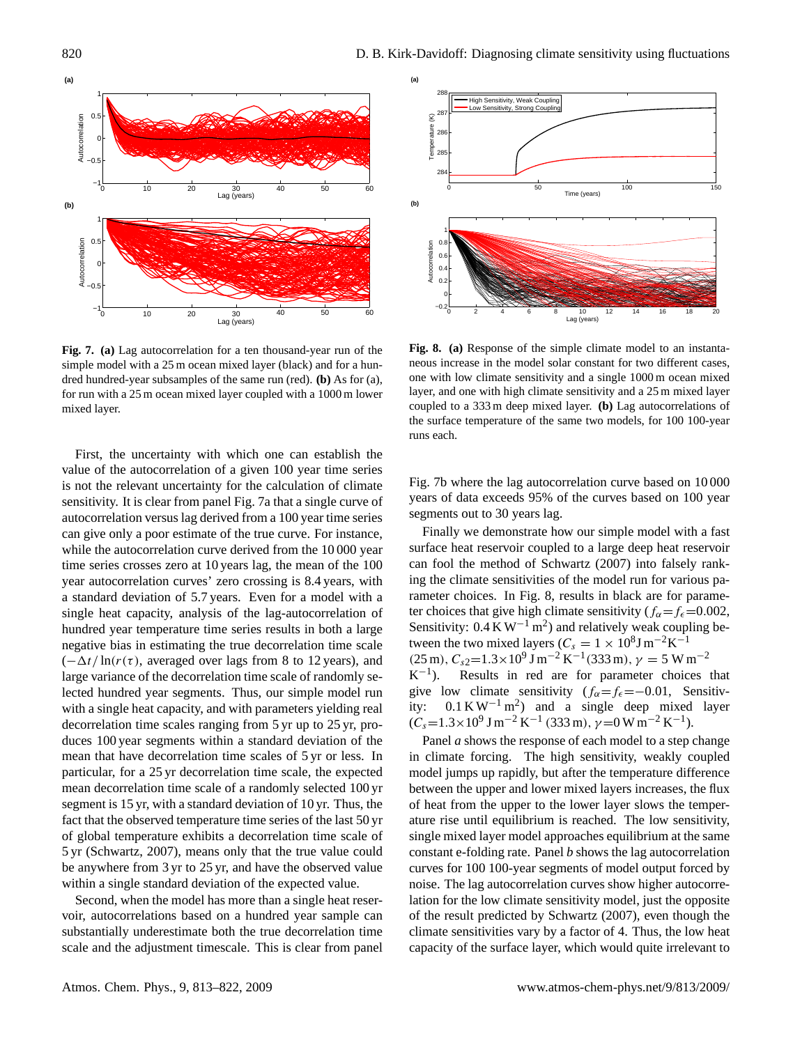**Fig. 7. (a)** Lag autocorrelation for a ten thousand-year run of the simple model with a 25 m ocean mixed layer (black) and for a hundred hundred-year subsamples of the same run (red). **(b)** As for (a), for run with a 25 m ocean mixed layer coupled with a 1000 m lower mixed layer.

**Fig. 8. (a)** Response of the simple climate model to an instantaneous increase in the model solar constant for two different cases, one with low climate sensitivity and a single 1000 m ocean mixed layer, and one with high climate sensitivity and a 25 m mixed layer coupled to a 333 m deep mixed layer. **(b)** Lag autocorrelations of the surface temperature of the same two models, for 100 100-year runs each.

First, the uncertainty with which one can establish the value of the autocorrelation of a given 100 year time series is not the relevant uncertainty for the calculation of climate sensitivity. It is clear from panel Fig. 7a that a single curve of autocorrelation versus lag derived from a 100 year time series can give only a poor estimate of the true curve. For instance, while the autocorrelation curve derived from the 10 000 year time series crosses zero at 10 years lag, the mean of the 100 year autocorrelation curves' zero crossing is 8.4 years, with a standard deviation of 5.7 years. Even for a model with a single heat capacity, analysis of the lag-autocorrelation of hundred year temperature time series results in both a large negative bias in estimating the true decorrelation time scale ($-\Delta t/\ln(r(\tau)$, averaged over lags from 8 to 12 years), and large variance of the decorrelation time scale of randomly selected hundred year segments. Thus, our simple model run with a single heat capacity, and with parameters yielding real decorrelation time scales ranging from 5 yr up to 25 yr, produces 100 year segments within a standard deviation of the mean that have decorrelation time scales of 5 yr or less. In particular, for a 25 yr decorrelation time scale, the expected mean decorrelation time scale of a randomly selected 100 yr segment is 15 yr, with a standard deviation of 10 yr. Thus, the fact that the observed temperature time series of the last 50 yr of global temperature exhibits a decorrelation time scale of 5 yr (Schwartz, 2007), means only that the true value could be anywhere from 3 yr to 25 yr, and have the observed value within a single standard deviation of the expected value.

Second, when the model has more than a single heat reservoir, autocorrelations based on a hundred year sample can substantially underestimate both the true decorrelation time scale and the adjustment timescale. This is clear from panel Fig. 7b where the lag autocorrelation curve based on 10 000 years of data exceeds 95% of the curves based on 100 year segments out to 30 years lag.

Finally we demonstrate how our simple model with a fast surface heat reservoir coupled to a large deep heat reservoir can fool the method of Schwartz (2007) into falsely ranking the climate sensitivities of the model run for various parameter choices. In Fig. 8, results in black are for parameter choices that give high climate sensitivity ($f_\alpha = f_\epsilon = 0.002$, Sensitivity: $0.4\,\mathrm{K\,W^{-1}\,m^2}$) and relatively weak coupling between the two mixed layers ($C_s = 1\times10^8\,\mathrm{J\,m^{-2}K^{-1}}$ (25 m), $C_{s2} = 1.3\times10^9\,\mathrm{J\,m^{-2}\,K^{-1}}$(333 m), $\gamma = 5\,\mathrm{W\,m^{-2}\,K^{-1}}$). Results in red are for parameter choices that give low climate sensitivity ($f_\alpha = f_\epsilon = -0.01$, Sensitivity: $0.1\,\mathrm{K\,W^{-1}\,m^2}$) and a single deep mixed layer ($C_s = 1.3\times10^9\,\mathrm{J\,m^{-2}\,K^{-1}}$ (333 m), $\gamma = 0\,\mathrm{W\,m^{-2}\,K^{-1}}$).

Panel *a* shows the response of each model to a step change in climate forcing. The high sensitivity, weakly coupled model jumps up rapidly, but after the temperature difference between the upper and lower mixed layers increases, the flux of heat from the upper to the lower layer slows the temperature rise until equilibrium is reached. The low sensitivity, single mixed layer model approaches equilibrium at the same constant e-folding rate. Panel *b* shows the lag autocorrelation curves for 100 100-year segments of model output forced by noise. The lag autocorrelation curves show higher autocorrelation for the low climate sensitivity model, just the opposite of the result predicted by Schwartz (2007), even though the climate sensitivities vary by a factor of 4. Thus, the low heat capacity of the surface layer, which would quite irrelevant to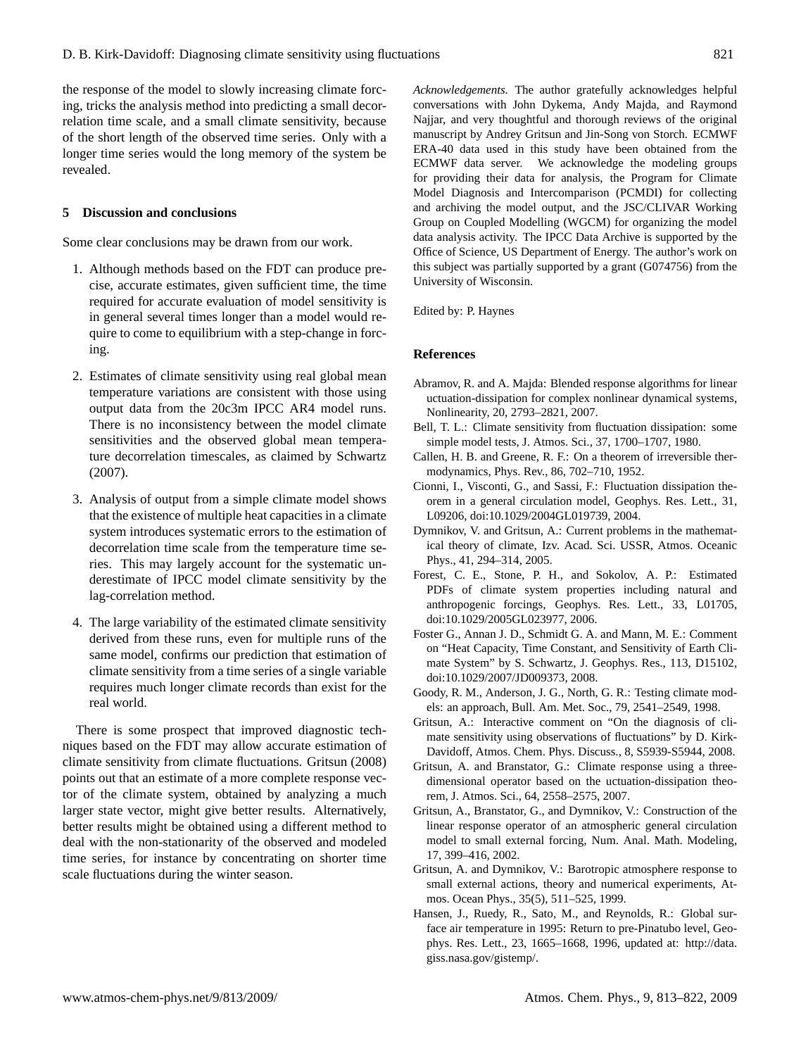the response of the model to slowly increasing climate forcing, tricks the analysis method into predicting a small decorrelation time scale, and a small climate sensitivity, because of the short length of the observed time series. Only with a longer time series would the long memory of the system be revealed.

## 5 Discussion and conclusions

Some clear conclusions may be drawn from our work.

1. Although methods based on the FDT can produce precise, accurate estimates, given sufficient time, the time required for accurate evaluation of model sensitivity is in general several times longer than a model would require to come to equilibrium with a step-change in forcing.

2. Estimates of climate sensitivity using real global mean temperature variations are consistent with those using output data from the 20c3m IPCC AR4 model runs. There is no inconsistency between the model climate sensitivities and the observed global mean temperature decorrelation timescales, as claimed by Schwartz (2007).

3. Analysis of output from a simple climate model shows that the existence of multiple heat capacities in a climate system introduces systematic errors to the estimation of decorrelation time scale from the temperature time series. This may largely account for the systematic underestimate of IPCC model climate sensitivity by the lag-correlation method.

4. The large variability of the estimated climate sensitivity derived from these runs, even for multiple runs of the same model, confirms our prediction that estimation of climate sensitivity from a time series of a single variable requires much longer climate records than exist for the real world.

There is some prospect that improved diagnostic techniques based on the FDT may allow accurate estimation of climate sensitivity from climate fluctuations. Gritsun (2008) points out that an estimate of a more complete response vector of the climate system, obtained by analyzing a much larger state vector, might give better results. Alternatively, better results might be obtained using a different method to deal with the non-stationarity of the observed and modeled time series, for instance by concentrating on shorter time scale fluctuations during the winter season.

*Acknowledgements.* The author gratefully acknowledges helpful conversations with John Dykema, Andy Majda, and Raymond Najjar, and very thoughtful and thorough reviews of the original manuscript by Andrey Gritsun and Jin-Song von Storch. ECMWF ERA-40 data used in this study have been obtained from the ECMWF data server. We acknowledge the modeling groups for providing their data for analysis, the Program for Climate Model Diagnosis and Intercomparison (PCMDI) for collecting and archiving the model output, and the JSC/CLIVAR Working Group on Coupled Modelling (WGCM) for organizing the model data analysis activity. The IPCC Data Archive is supported by the Office of Science, US Department of Energy. The author's work on this subject was partially supported by a grant (G074756) from the University of Wisconsin.

Edited by: P. Haynes

## References

Abramov, R. and A. Majda: Blended response algorithms for linear uctuation-dissipation for complex nonlinear dynamical systems, Nonlinearity, 20, 2793–2821, 2007.

Bell, T. L.: Climate sensitivity from fluctuation dissipation: some simple model tests, J. Atmos. Sci., 37, 1700–1707, 1980.

Callen, H. B. and Greene, R. F.: On a theorem of irreversible thermodynamics, Phys. Rev., 86, 702–710, 1952.

Cionni, I., Visconti, G., and Sassi, F.: Fluctuation dissipation theorem in a general circulation model, Geophys. Res. Lett., 31, L09206, doi:10.1029/2004GL019739, 2004.

Dymnikov, V. and Gritsun, A.: Current problems in the mathematical theory of climate, Izv. Acad. Sci. USSR, Atmos. Oceanic Phys., 41, 294–314, 2005.

Forest, C. E., Stone, P. H., and Sokolov, A. P.: Estimated PDFs of climate system properties including natural and anthropogenic forcings, Geophys. Res. Lett., 33, L01705, doi:10.1029/2005GL023977, 2006.

Foster G., Annan J. D., Schmidt G. A. and Mann, M. E.: Comment on "Heat Capacity, Time Constant, and Sensitivity of Earth Climate System" by S. Schwartz, J. Geophys. Res., 113, D15102, doi:10.1029/2007/JD009373, 2008.

Goody, R. M., Anderson, J. G., North, G. R.: Testing climate models: an approach, Bull. Am. Met. Soc., 79, 2541–2549, 1998.

Gritsun, A.: Interactive comment on "On the diagnosis of climate sensitivity using observations of fluctuations" by D. Kirk-Davidoff, Atmos. Chem. Phys. Discuss., 8, S5939-S5944, 2008.

Gritsun, A. and Branstator, G.: Climate response using a three-dimensional operator based on the uctuation-dissipation theorem, J. Atmos. Sci., 64, 2558–2575, 2007.

Gritsun, A., Branstator, G., and Dymnikov, V.: Construction of the linear response operator of an atmospheric general circulation model to small external forcing, Num. Anal. Math. Modeling, 17, 399–416, 2002.

Gritsun, A. and Dymnikov, V.: Barotropic atmosphere response to small external actions, theory and numerical experiments, Atmos. Ocean Phys., 35(5), 511–525, 1999.

Hansen, J., Ruedy, R., Sato, M., and Reynolds, R.: Global surface air temperature in 1995: Return to pre-Pinatubo level, Geophys. Res. Lett., 23, 1665–1668, 1996, updated at: http://data.giss.nasa.gov/gistemp/.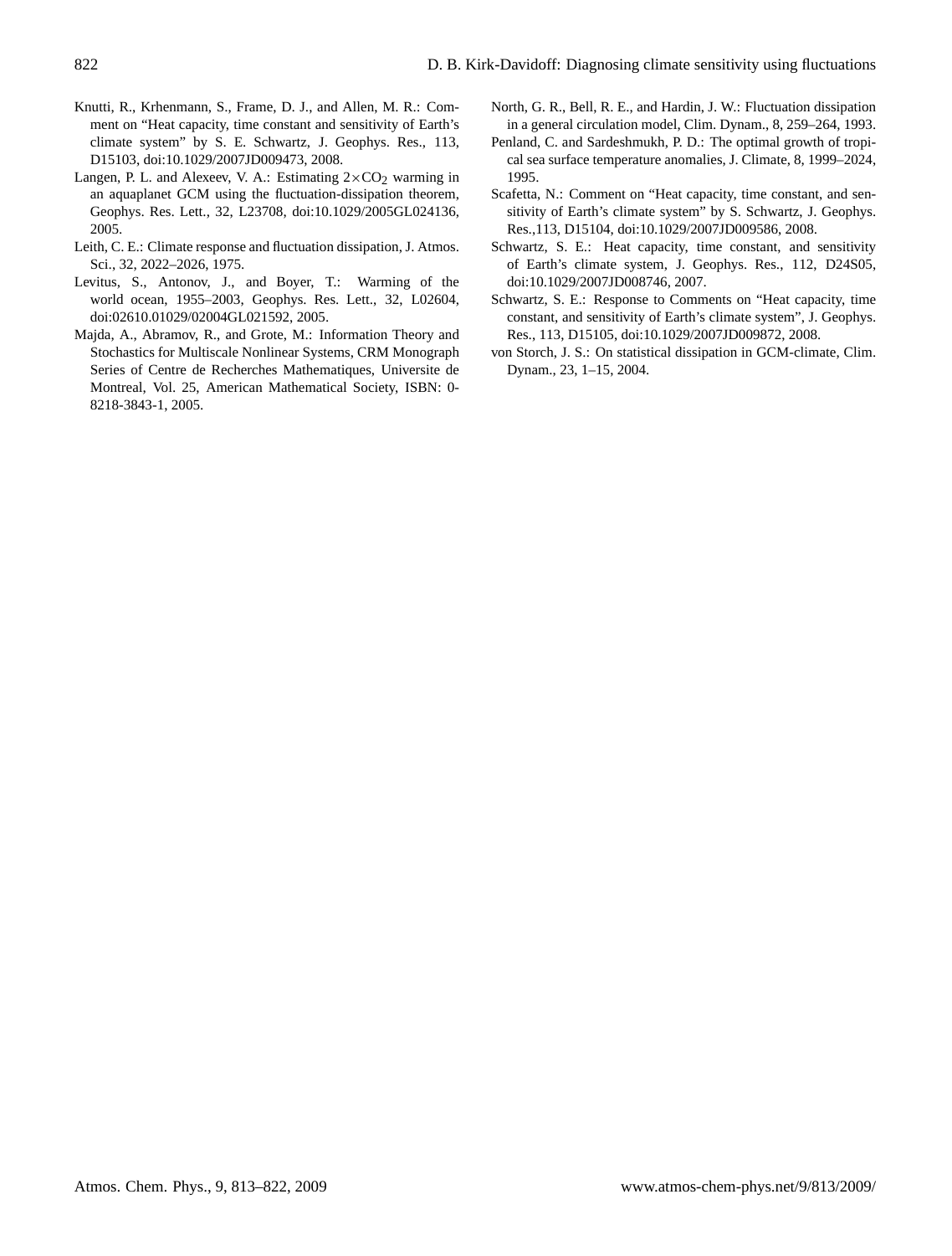Knutti, R., Krhenmann, S., Frame, D. J., and Allen, M. R.: Comment on "Heat capacity, time constant and sensitivity of Earth's climate system" by S. E. Schwartz, J. Geophys. Res., 113, D15103, doi:10.1029/2007JD009473, 2008.

Langen, P. L. and Alexeev, V. A.: Estimating $2\times CO_2$ warming in an aquaplanet GCM using the fluctuation-dissipation theorem, Geophys. Res. Lett., 32, L23708, doi:10.1029/2005GL024136, 2005.

Leith, C. E.: Climate response and fluctuation dissipation, J. Atmos. Sci., 32, 2022–2026, 1975.

Levitus, S., Antonov, J., and Boyer, T.: Warming of the world ocean, 1955–2003, Geophys. Res. Lett., 32, L02604, doi:02610.01029/02004GL021592, 2005.

Majda, A., Abramov, R., and Grote, M.: Information Theory and Stochastics for Multiscale Nonlinear Systems, CRM Monograph Series of Centre de Recherches Mathematiques, Universite de Montreal, Vol. 25, American Mathematical Society, ISBN: 0-8218-3843-1, 2005.

North, G. R., Bell, R. E., and Hardin, J. W.: Fluctuation dissipation in a general circulation model, Clim. Dynam., 8, 259–264, 1993.

Penland, C. and Sardeshmukh, P. D.: The optimal growth of tropical sea surface temperature anomalies, J. Climate, 8, 1999–2024, 1995.

Scafetta, N.: Comment on "Heat capacity, time constant, and sensitivity of Earth's climate system" by S. Schwartz, J. Geophys. Res.,113, D15104, doi:10.1029/2007JD009586, 2008.

Schwartz, S. E.: Heat capacity, time constant, and sensitivity of Earth's climate system, J. Geophys. Res., 112, D24S05, doi:10.1029/2007JD008746, 2007.

Schwartz, S. E.: Response to Comments on "Heat capacity, time constant, and sensitivity of Earth's climate system", J. Geophys. Res., 113, D15105, doi:10.1029/2007JD009872, 2008.

von Storch, J. S.: On statistical dissipation in GCM-climate, Clim. Dynam., 23, 1–15, 2004.